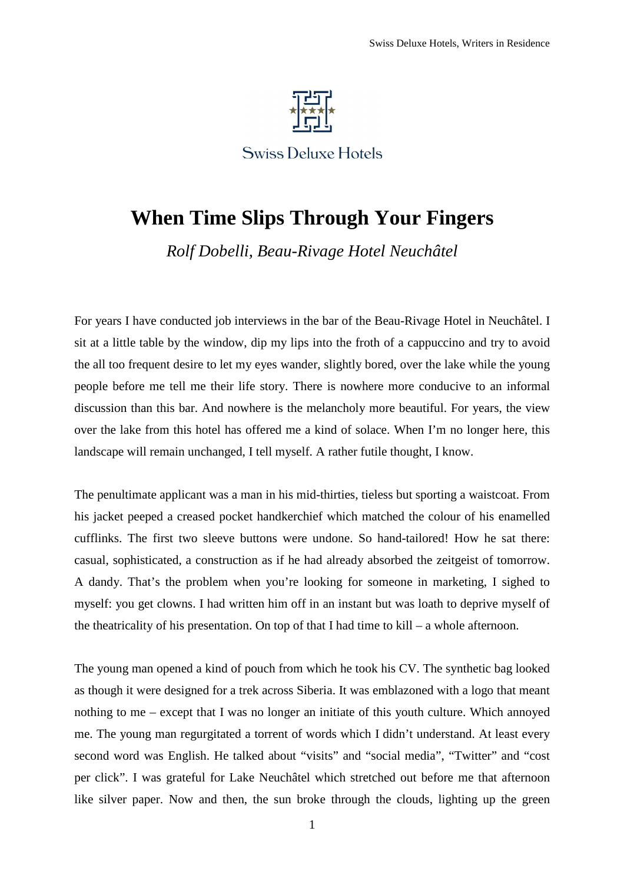# When Time Slips Through Your Fingers

*Rolf Dobelli, Beau-Rivage Hotel Neuchâtel*

For years I have conducted job interviews in the bar of the Beau-Rivage Hotel in Neuchâtel. I sit at a little table by the window, dip my lips into the froth of a cappuccino and try to avoid the all too frequent desire to let my eyes wander, slightly bored, over the lake while the young people before me tell me their life story. There is nowhere more conducive to an informal discussion than this bar. And nowhere is the melancholy more beautiful. For years, the view over the lake from this hotel has offered me a kind of solace. When I'm no longer here, this landscape will remain unchanged, I tell myself. A rather futile thought, I know.

The penultimate applicant was a man in his mid-thirties, tieless but sporting a waistcoat. From his jacket peeped a creased pocket handkerchief which matched the colour of his enamelled cufflinks. The first two sleeve buttons were undone. So hand-tailored! How he sat there: casual, sophisticated, a construction as if he had already absorbed the zeitgeist of tomorrow. A dandy. That's the problem when you're looking for someone in marketing, I sighed to myself: you get clowns. I had written him off in an instant but was loath to deprive myself of the theatricality of his presentation. On top of that I had time to kill – a whole afternoon.

The young man opened a kind of pouch from which he took his CV. The synthetic bag looked as though it were designed for a trek across Siberia. It was emblazoned with a logo that meant nothing to me – except that I was no longer an initiate of this youth culture. Which annoyed me. The young man regurgitated a torrent of words which I didn't understand. At least every second word was English. He talked about "visits" and "social media", "Twitter" and "cost per click". I was grateful for Lake Neuchâtel which stretched out before me that afternoon like silver paper. Now and then, the sun broke through the clouds, lighting up the green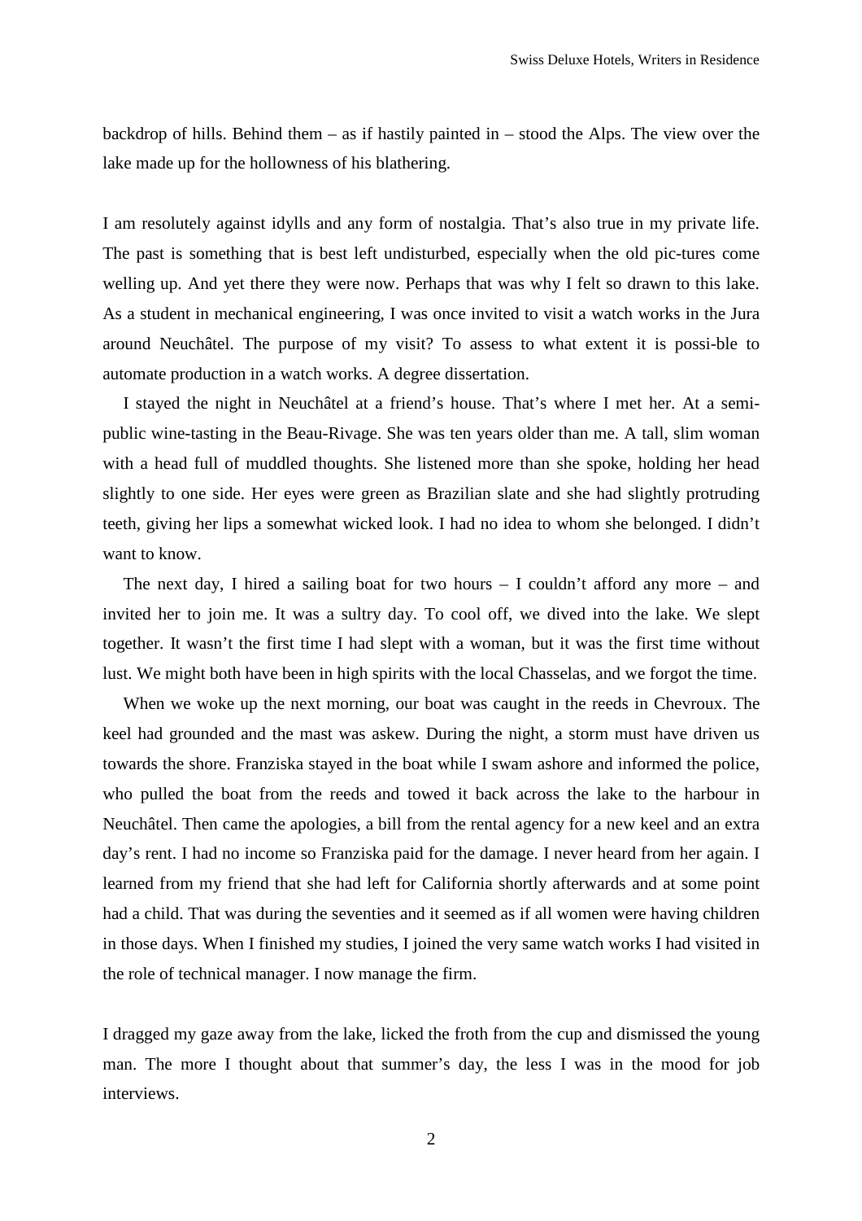backdrop of hills. Behind them – as if hastily painted in – stood the Alps. The view over the lake made up for the hollowness of his blathering.

I am resolutely against idylls and any form of nostalgia. That's also true in my private life. The past is something that is best left undisturbed, especially when the old pic-tures come welling up. And yet there they were now. Perhaps that was why I felt so drawn to this lake. As a student in mechanical engineering, I was once invited to visit a watch works in the Jura around Neuchâtel. The purpose of my visit? To assess to what extent it is possi-ble to automate production in a watch works. A degree dissertation.

I stayed the night in Neuchâtel at a friend's house. That's where I met her. At a semi-public wine-tasting in the Beau-Rivage. She was ten years older than me. A tall, slim woman with a head full of muddled thoughts. She listened more than she spoke, holding her head slightly to one side. Her eyes were green as Brazilian slate and she had slightly protruding teeth, giving her lips a somewhat wicked look. I had no idea to whom she belonged. I didn't want to know.

The next day, I hired a sailing boat for two hours – I couldn't afford any more – and invited her to join me. It was a sultry day. To cool off, we dived into the lake. We slept together. It wasn't the first time I had slept with a woman, but it was the first time without lust. We might both have been in high spirits with the local Chasselas, and we forgot the time.

When we woke up the next morning, our boat was caught in the reeds in Chevroux. The keel had grounded and the mast was askew. During the night, a storm must have driven us towards the shore. Franziska stayed in the boat while I swam ashore and informed the police, who pulled the boat from the reeds and towed it back across the lake to the harbour in Neuchâtel. Then came the apologies, a bill from the rental agency for a new keel and an extra day's rent. I had no income so Franziska paid for the damage. I never heard from her again. I learned from my friend that she had left for California shortly afterwards and at some point had a child. That was during the seventies and it seemed as if all women were having children in those days. When I finished my studies, I joined the very same watch works I had visited in the role of technical manager. I now manage the firm.

I dragged my gaze away from the lake, licked the froth from the cup and dismissed the young man. The more I thought about that summer's day, the less I was in the mood for job interviews.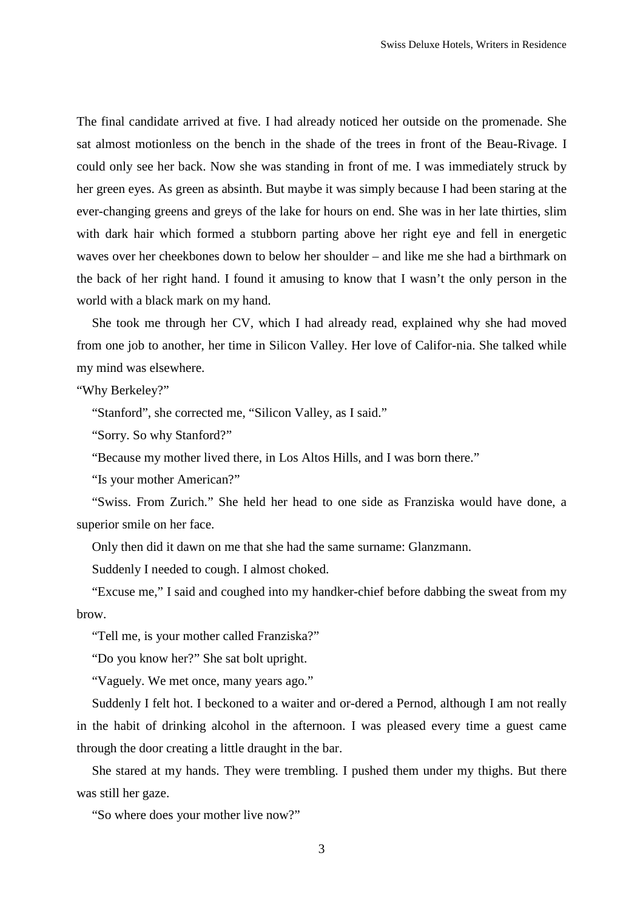The final candidate arrived at five. I had already noticed her outside on the promenade. She sat almost motionless on the bench in the shade of the trees in front of the Beau-Rivage. I could only see her back. Now she was standing in front of me. I was immediately struck by her green eyes. As green as absinth. But maybe it was simply because I had been staring at the ever-changing greens and greys of the lake for hours on end. She was in her late thirties, slim with dark hair which formed a stubborn parting above her right eye and fell in energetic waves over her cheekbones down to below her shoulder – and like me she had a birthmark on the back of her right hand. I found it amusing to know that I wasn't the only person in the world with a black mark on my hand.

She took me through her CV, which I had already read, explained why she had moved from one job to another, her time in Silicon Valley. Her love of Califor-nia. She talked while my mind was elsewhere.

"Why Berkeley?"

"Stanford", she corrected me, "Silicon Valley, as I said."

"Sorry. So why Stanford?"

"Because my mother lived there, in Los Altos Hills, and I was born there."

"Is your mother American?"

"Swiss. From Zurich." She held her head to one side as Franziska would have done, a superior smile on her face.

Only then did it dawn on me that she had the same surname: Glanzmann.

Suddenly I needed to cough. I almost choked.

"Excuse me," I said and coughed into my handker-chief before dabbing the sweat from my brow.

"Tell me, is your mother called Franziska?"

"Do you know her?" She sat bolt upright.

"Vaguely. We met once, many years ago."

Suddenly I felt hot. I beckoned to a waiter and or-dered a Pernod, although I am not really in the habit of drinking alcohol in the afternoon. I was pleased every time a guest came through the door creating a little draught in the bar.

She stared at my hands. They were trembling. I pushed them under my thighs. But there was still her gaze.

"So where does your mother live now?"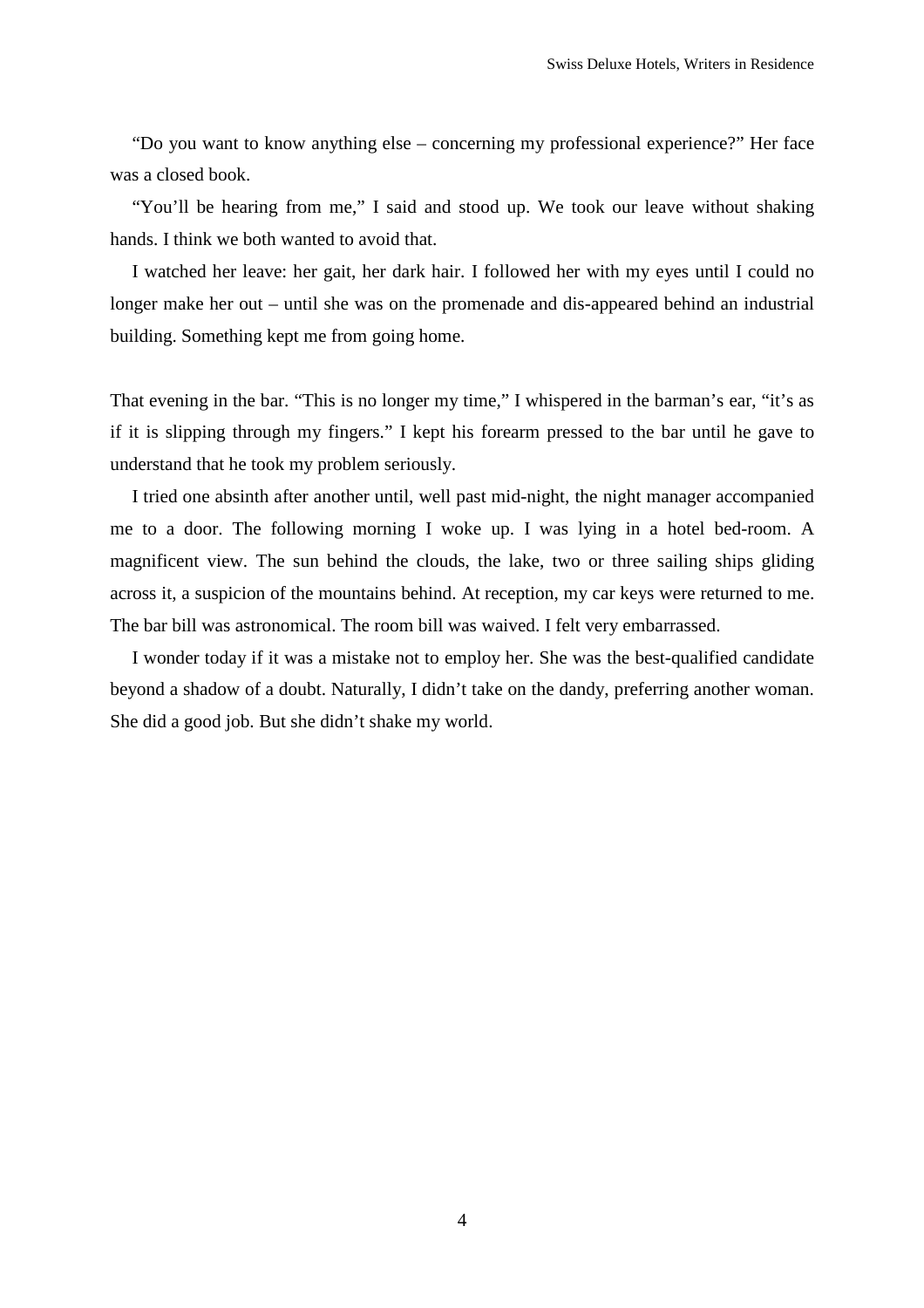“Do you want to know anything else – concerning my professional experience?” Her face was a closed book.

“You’ll be hearing from me,” I said and stood up. We took our leave without shaking hands. I think we both wanted to avoid that.

I watched her leave: her gait, her dark hair. I followed her with my eyes until I could no longer make her out – until she was on the promenade and dis-appeared behind an industrial building. Something kept me from going home.

That evening in the bar. “This is no longer my time,” I whispered in the barman’s ear, “it’s as if it is slipping through my fingers.” I kept his forearm pressed to the bar until he gave to understand that he took my problem seriously.

I tried one absinth after another until, well past mid-night, the night manager accompanied me to a door. The following morning I woke up. I was lying in a hotel bed-room. A magnificent view. The sun behind the clouds, the lake, two or three sailing ships gliding across it, a suspicion of the mountains behind. At reception, my car keys were returned to me. The bar bill was astronomical. The room bill was waived. I felt very embarrassed.

I wonder today if it was a mistake not to employ her. She was the best-qualified candidate beyond a shadow of a doubt. Naturally, I didn’t take on the dandy, preferring another woman. She did a good job. But she didn’t shake my world.